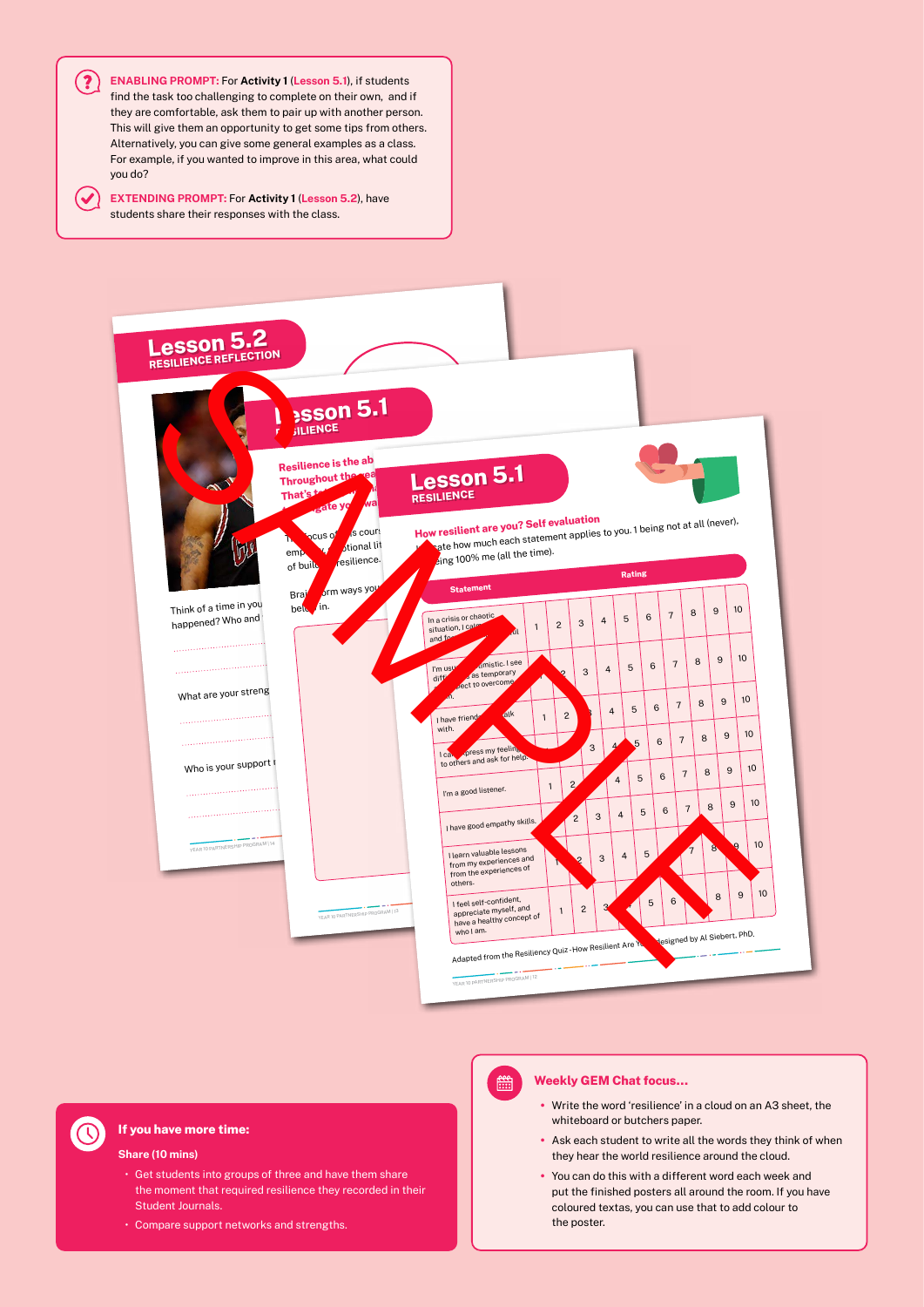**ENABLING PROMPT:** For **Activity 1** (**Lesson 5.1**), if students find the task too challenging to complete on their own, and if they are comfortable, ask them to pair up with another person. This will give them an opportunity to get some tips from others. Alternatively, you can give some general examples as a class. For example, if you wanted to improve in this area, what could you do?

**EXTENDING PROMPT:** For **Activity 1** (**Lesson 5.2**), have students share their responses with the class.

**If you have more time:**

**Share (10 mins)**

- Get students into groups of three and have them share the moment that required resilience they recorded in their Student Journals.
- Compare support networks and strengths.

**Weekly GEM Chat focus...**

- Write the word 'resilience' in a cloud on an A3 sheet, the whiteboard or butchers paper.
- Ask each student to write all the words they think of when they hear the world resilience around the cloud.
- You can do this with a different word each week and put the finished posters all around the room. If you have coloured textas, you can use that to add colour to the poster.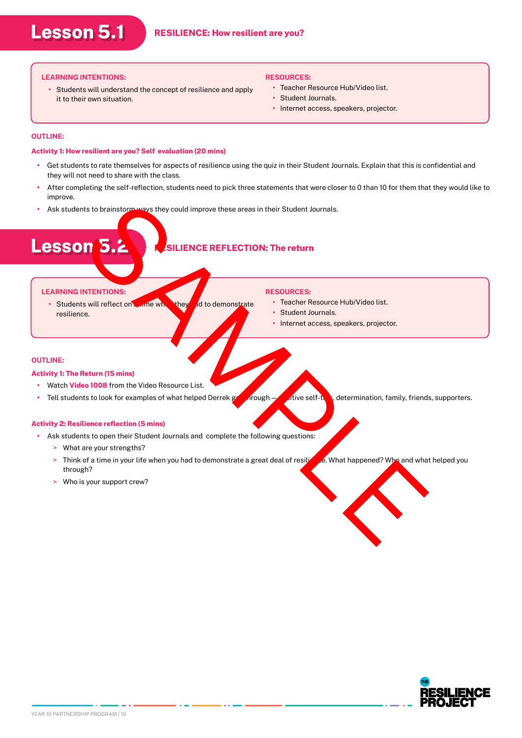# Lesson 5.1

## RESILIENCE: How resilient are you?

**LEARNING INTENTIONS:**

- Students will understand the concept of resilience and apply it to their own situation.

**RESOURCES:**

- Teacher Resource Hub/Video list.
- Student Journals.
- Internet access, speakers, projector.

**OUTLINE:**

**Activity 1: How resilient are you? Self evaluation (20 mins)**

- Get students to rate themselves for aspects of resilience using the quiz in their Student Journals. Explain that this is confidential and they will not need to share with the class.
- After completing the self-reflection, students need to pick three statements that were closer to 0 than 10 for them that they would like to improve.
- Ask students to brainstorm ways they could improve these areas in their Student Journals.

# Lesson 5.2

## RESILIENCE REFLECTION: The return

**LEARNING INTENTIONS:**

- Students will reflect on a time when they had to demonstrate resilience.

**RESOURCES:**

- Teacher Resource Hub/Video list.
- Student Journals.
- Internet access, speakers, projector.

**OUTLINE:**

**Activity 1: The Return (15 mins)**

- Watch **Video 1008** from the Video Resource List.
- Tell students to look for examples of what helped Derrek get through — positive self-talk, determination, family, friends, supporters.

**Activity 2: Resilience reflection (5 mins)**

- Ask students to open their Student Journals and complete the following questions:
  - What are your strengths?
  - Think of a time in your life when you had to demonstrate a great deal of resilience. What happened? Who and what helped you through?
  - Who is your support crew?

SAMPLE